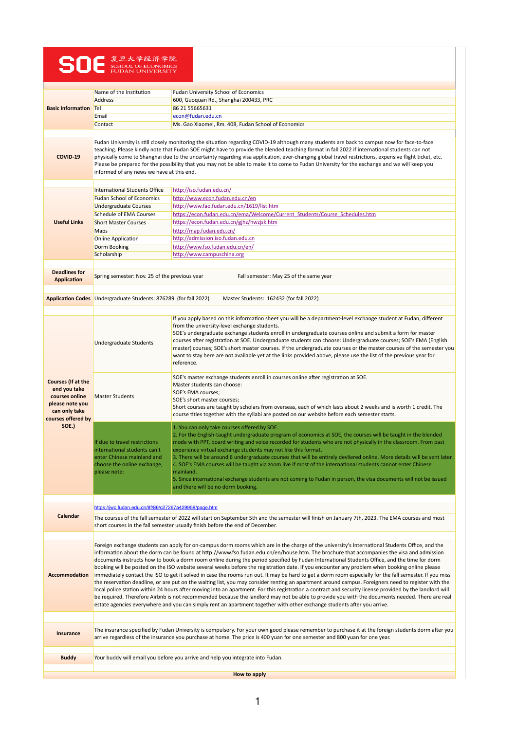**SOE 复旦大学经济学院 SCHOOL OF ECONOMICS FUDAN UNIVERSITY**

| | | |
|---|---|---|
| **Basic Information** | Name of the Institution | Fudan University School of Economics |
| | Address | 600, Guoquan Rd., Shanghai 200433, PRC |
| | Tel | 86 21 55665631 |
| | Email | econ@fudan.edu.cn |
| | Contact | Ms. Gao Xiaomei, Rm. 408, Fudan School of Economics |
| **COVID-19** | Fudan University is still closely monitoring the situation regarding COVID-19 although many students are back to campus now for face-to-face teaching. Please kindly note that Fudan SOE might have to provide the blended teaching format in fall 2022 if international students can not physically come to Shanghai due to the uncertainty regarding visa application, ever-changing global travel restrictions, expensive flight ticket, etc. Please be prepared for the possibility that you may not be able to make it to come to Fudan University for the exchange and we will keep you informed of any news we have at this end. | |
| **Useful Links** | International Students Office | http://iso.fudan.edu.cn/ |
| | Fudan School of Economics | http://www.econ.fudan.edu.cn/en |
| | Undergraduate Courses | http://www.fao.fudan.edu.cn/1619/list.htm |
| | Schedule of EMA Courses | https://econ.fudan.edu.cn/ema/Welcome/Current_Students/Course_Schedules.htm |
| | Short Master Courses | https://econ.fudan.edu.cn/gjhz/hwzjsk.htm |
| | Maps | http://map.fudan.edu.cn/ |
| | Online Application | http://admission.iso.fudan.edu.cn |
| | Dorm Booking | http://www.fso.fudan.edu.cn/en/ |
| | Scholarship | http://www.campuschina.org |
| **Deadlines for Application** | Spring semester: Nov. 25 of the previous year | Fall semester: May 25 of the same year |
| **Application Codes** | Undergraduate Students: 876289 (for fall 2022) | Master Students: 162432 (for fall 2022) |
| **Courses (If at the end you take courses online please note you can only take courses offered by SOE.)** | Undergraduate Students | If you apply based on this information sheet you will be a department-level exchange student at Fudan, different from the university-level exchange students.<br>SOE's undergraduate exchange students enroll in undergraduate courses online and submit a form for master courses after registration at SOE. Undergraduate students can choose: Undergraduate courses; SOE's EMA (English master) courses; SOE's short master courses. If the undergraduate courses or the master courses of the semester you want to stay here are not available yet at the links provided above, please use the list of the previous year for reference. |
| | Master Students | SOE's master exchange students enroll in courses online after registration at SOE.<br>Master students can choose:<br>SOE's EMA courses;<br>SOE's short master courses;<br>Short courses are taught by scholars from overseas, each of which lasts about 2 weeks and is worth 1 credit. The course titles together with the syllabi are posted on our website before each semester starts. |
| | If due to travel restrictions international students can't enter Chinese mainland and choose the online exchange, please note: | 1. You can only take courses offered by SOE.<br>2. For the English-taught undergraduate program of economics at SOE, the courses will be taught in the blended mode with PPT, board writing and voice recorded for students who are not physically in the classroom. From past experience international exchange students may not like this format.<br>3. There will be around 6 undergraduate courses that will be entirely devliered online. More details will be sent later.<br>4. SOE's EMA courses will be taught via zoom live if most of the international students cannot enter Chinese mainland.<br>5. Since international exchange students are not coming to Fudan in person, the visa documents will not be issued and there will be no dorm booking. |
| **Calendar** | https://jwc.fudan.edu.cn/8f/86/c27267a429958/page.htm<br>The courses of the fall semester of 2022 will start on September 5th and the semester will finish on January 7th, 2023. The EMA courses and most short courses in the fall semester usually finish before the end of December. | |
| **Accommodation** | Foreign exchange students can apply for on-campus dorm rooms which are in the charge of the university's International Students Office, and the information about the dorm can be found at http://www.fso.fudan.edu.cn/en/house.htm. The brochure that accompanies the visa and admission documents instructs how to book a dorm room online during the period specified by Fudan International Students Office, and the time for dorm booking will be posted on the ISO website several weeks before the registration date. If you encounter any problem when booking online please immediately contact the ISO to get it solved in case the rooms run out. It may be hard to get a dorm room especially for the fall semester. If you miss the reservation deadline, or are put on the waiting list, you may consider renting an apartment around campus. Foreigners need to register with the local police station within 24 hours after moving into an apartment. For this registration a contract and security license provided by the landlord will be required. Therefore Airbnb is not recommended because the landlord may not be able to provide you with the documents needed. There are real estate agencies everywhere and you can simply rent an apartment together with other exchange students after you arrive. | |
| **Insurance** | The insurance specified by Fudan University is compulsory. For your own good please remember to purchase it at the foreign students dorm after you arrive regardless of the insurance you purchase at home. The price is 400 yuan for one semester and 800 yuan for one year. | |
| **Buddy** | Your buddy will email you before you arrive and help you integrate into Fudan. | |

**How to apply**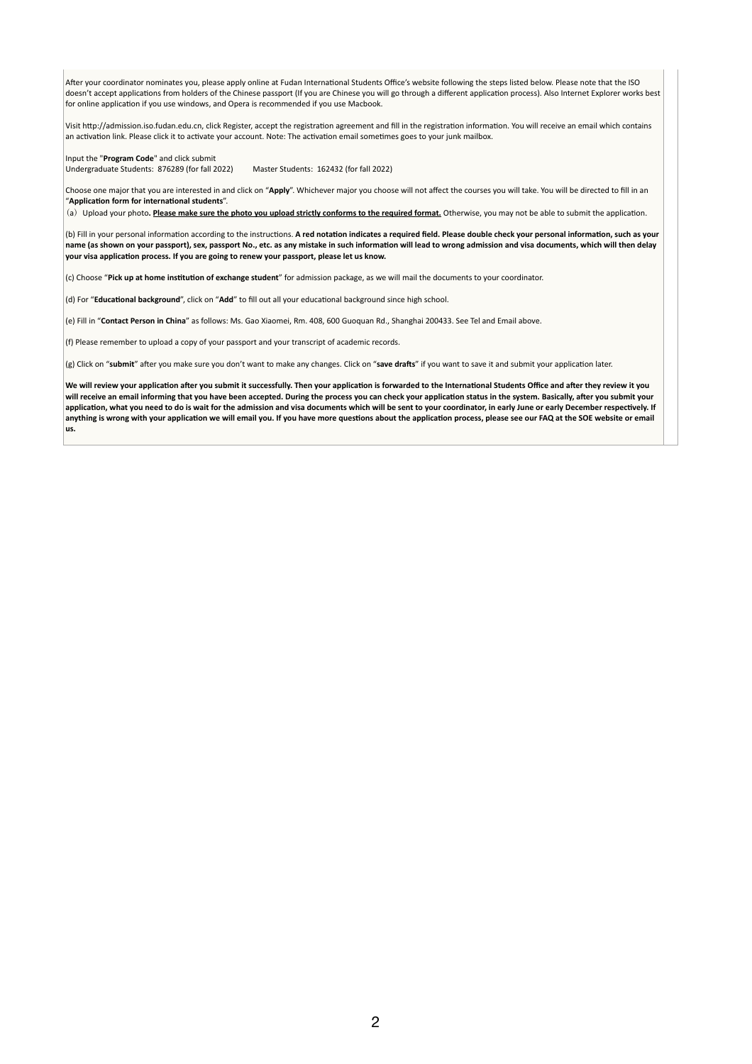After your coordinator nominates you, please apply online at Fudan International Students Office's website following the steps listed below. Please note that the ISO doesn't accept applications from holders of the Chinese passport (If you are Chinese you will go through a different application process). Also Internet Explorer works best for online application if you use windows, and Opera is recommended if you use Macbook.

Visit http://admission.iso.fudan.edu.cn, click Register, accept the registration agreement and fill in the registration information. You will receive an email which contains an activation link. Please click it to activate your account. Note: The activation email sometimes goes to your junk mailbox.

Input the "**Program Code**" and click submit
Undergraduate Students: 876289 (for fall 2022)  Master Students: 162432 (for fall 2022)

Choose one major that you are interested in and click on "**Apply**". Whichever major you choose will not affect the courses you will take. You will be directed to fill in an "**Application form for international students**".

（a）Upload your photo**. Please make sure the photo you upload strictly conforms to the required format.** Otherwise, you may not be able to submit the application.

(b) Fill in your personal information according to the instructions. **A red notation indicates a required field. Please double check your personal information, such as your name (as shown on your passport), sex, passport No., etc. as any mistake in such information will lead to wrong admission and visa documents, which will then delay your visa application process. If you are going to renew your passport, please let us know.**

(c) Choose "**Pick up at home institution of exchange student**" for admission package, as we will mail the documents to your coordinator.

(d) For "**Educational background**", click on "**Add**" to fill out all your educational background since high school.

(e) Fill in "**Contact Person in China**" as follows: Ms. Gao Xiaomei, Rm. 408, 600 Guoquan Rd., Shanghai 200433. See Tel and Email above.

(f) Please remember to upload a copy of your passport and your transcript of academic records.

(g) Click on "**submit**" after you make sure you don't want to make any changes. Click on "**save drafts**" if you want to save it and submit your application later.

**We will review your application after you submit it successfully. Then your application is forwarded to the International Students Office and after they review it you will receive an email informing that you have been accepted. During the process you can check your application status in the system. Basically, after you submit your application, what you need to do is wait for the admission and visa documents which will be sent to your coordinator, in early June or early December respectively. If anything is wrong with your application we will email you. If you have more questions about the application process, please see our FAQ at the SOE website or email us.**